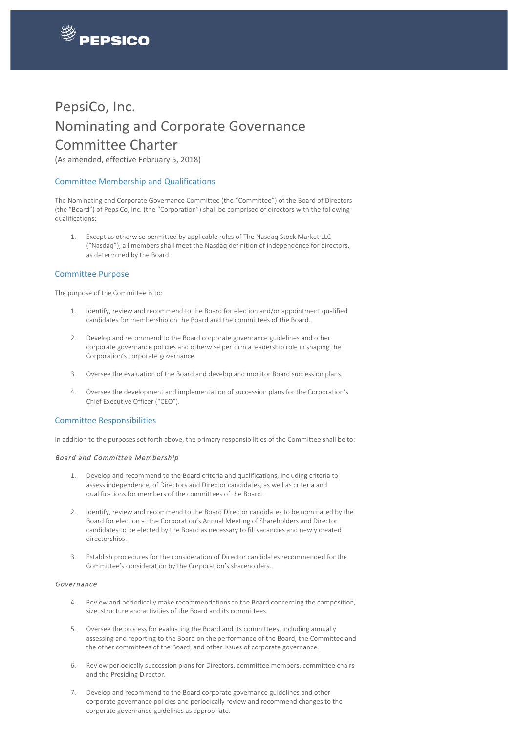# PepsiCo, Inc.
# Nominating and Corporate Governance Committee Charter

(As amended, effective February 5, 2018)

## Committee Membership and Qualifications

The Nominating and Corporate Governance Committee (the "Committee") of the Board of Directors (the "Board") of PepsiCo, Inc. (the "Corporation") shall be comprised of directors with the following qualifications:

1. Except as otherwise permitted by applicable rules of The Nasdaq Stock Market LLC ("Nasdaq"), all members shall meet the Nasdaq definition of independence for directors, as determined by the Board.

## Committee Purpose

The purpose of the Committee is to:

1. Identify, review and recommend to the Board for election and/or appointment qualified candidates for membership on the Board and the committees of the Board.

2. Develop and recommend to the Board corporate governance guidelines and other corporate governance policies and otherwise perform a leadership role in shaping the Corporation's corporate governance.

3. Oversee the evaluation of the Board and develop and monitor Board succession plans.

4. Oversee the development and implementation of succession plans for the Corporation's Chief Executive Officer ("CEO").

## Committee Responsibilities

In addition to the purposes set forth above, the primary responsibilities of the Committee shall be to:

### *Board and Committee Membership*

1. Develop and recommend to the Board criteria and qualifications, including criteria to assess independence, of Directors and Director candidates, as well as criteria and qualifications for members of the committees of the Board.

2. Identify, review and recommend to the Board Director candidates to be nominated by the Board for election at the Corporation's Annual Meeting of Shareholders and Director candidates to be elected by the Board as necessary to fill vacancies and newly created directorships.

3. Establish procedures for the consideration of Director candidates recommended for the Committee's consideration by the Corporation's shareholders.

### *Governance*

4. Review and periodically make recommendations to the Board concerning the composition, size, structure and activities of the Board and its committees.

5. Oversee the process for evaluating the Board and its committees, including annually assessing and reporting to the Board on the performance of the Board, the Committee and the other committees of the Board, and other issues of corporate governance.

6. Review periodically succession plans for Directors, committee members, committee chairs and the Presiding Director.

7. Develop and recommend to the Board corporate governance guidelines and other corporate governance policies and periodically review and recommend changes to the corporate governance guidelines as appropriate.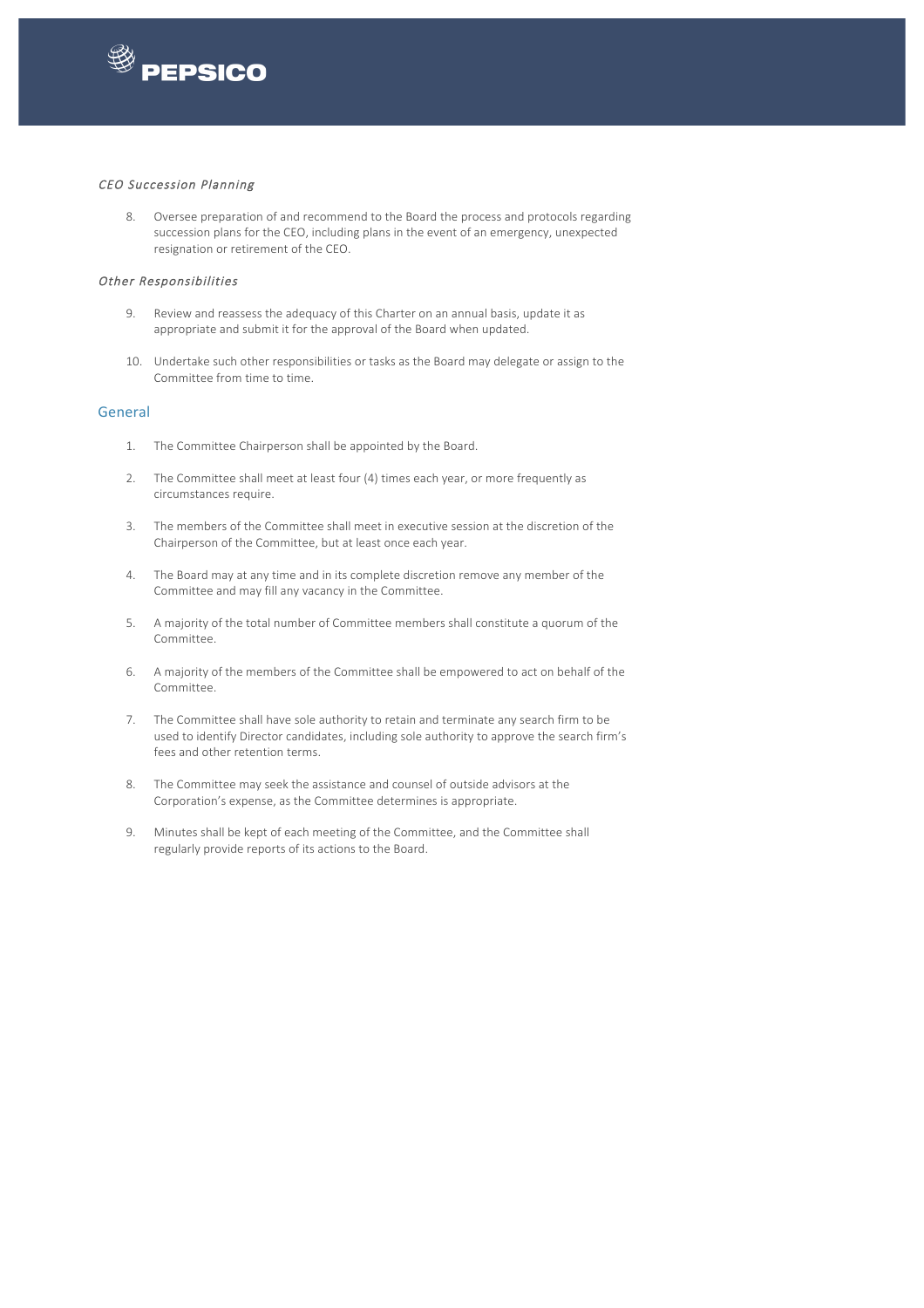### *CEO Succession Planning*

8. Oversee preparation of and recommend to the Board the process and protocols regarding succession plans for the CEO, including plans in the event of an emergency, unexpected resignation or retirement of the CEO.

### *Other Responsibilities*

9. Review and reassess the adequacy of this Charter on an annual basis, update it as appropriate and submit it for the approval of the Board when updated.

10. Undertake such other responsibilities or tasks as the Board may delegate or assign to the Committee from time to time.

## General

1. The Committee Chairperson shall be appointed by the Board.

2. The Committee shall meet at least four (4) times each year, or more frequently as circumstances require.

3. The members of the Committee shall meet in executive session at the discretion of the Chairperson of the Committee, but at least once each year.

4. The Board may at any time and in its complete discretion remove any member of the Committee and may fill any vacancy in the Committee.

5. A majority of the total number of Committee members shall constitute a quorum of the Committee.

6. A majority of the members of the Committee shall be empowered to act on behalf of the Committee.

7. The Committee shall have sole authority to retain and terminate any search firm to be used to identify Director candidates, including sole authority to approve the search firm's fees and other retention terms.

8. The Committee may seek the assistance and counsel of outside advisors at the Corporation's expense, as the Committee determines is appropriate.

9. Minutes shall be kept of each meeting of the Committee, and the Committee shall regularly provide reports of its actions to the Board.